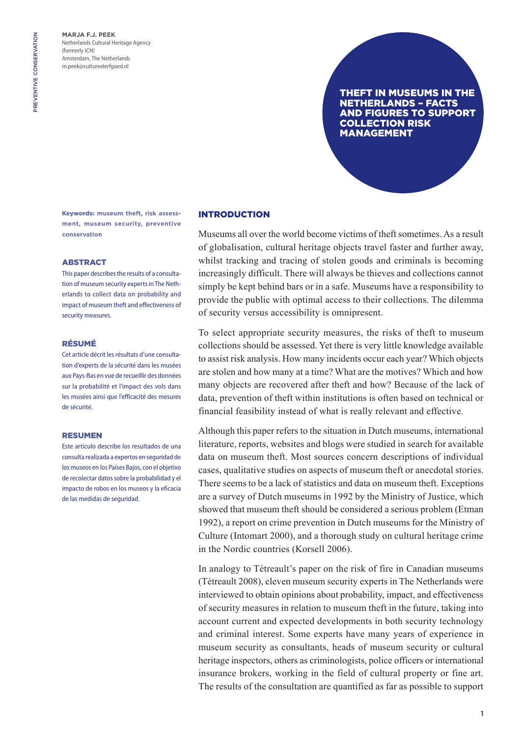**MARJA F.J. PEEK**
Netherlands Cultural Heritage Agency
(formerly ICN)
Amsterdam, The Netherlands
m.peek@cultureelerfgoed.nl

# THEFT IN MUSEUMS IN THE NETHERLANDS – FACTS AND FIGURES TO SUPPORT COLLECTION RISK MANAGEMENT

**Keywords:** museum theft, risk assessment, museum security, preventive conservation

## ABSTRACT

This paper describes the results of a consultation of museum security experts in The Netherlands to collect data on probability and impact of museum theft and effectiveness of security measures.

## RÉSUMÉ

Cet article décrit les résultats d'une consultation d'experts de la sécurité dans les musées aux Pays-Bas en vue de recueillir des données sur la probabilité et l'impact des vols dans les musées ainsi que l'efficacité des mesures de sécurité.

## RESUMEN

Este artículo describe los resultados de una consulta realizada a expertos en seguridad de los museos en los Países Bajos, con el objetivo de recolectar datos sobre la probabilidad y el impacto de robos en los museos y la eficacia de las medidas de seguridad.

## INTRODUCTION

Museums all over the world become victims of theft sometimes. As a result of globalisation, cultural heritage objects travel faster and further away, whilst tracking and tracing of stolen goods and criminals is becoming increasingly difficult. There will always be thieves and collections cannot simply be kept behind bars or in a safe. Museums have a responsibility to provide the public with optimal access to their collections. The dilemma of security versus accessibility is omnipresent.

To select appropriate security measures, the risks of theft to museum collections should be assessed. Yet there is very little knowledge available to assist risk analysis. How many incidents occur each year? Which objects are stolen and how many at a time? What are the motives? Which and how many objects are recovered after theft and how? Because of the lack of data, prevention of theft within institutions is often based on technical or financial feasibility instead of what is really relevant and effective.

Although this paper refers to the situation in Dutch museums, international literature, reports, websites and blogs were studied in search for available data on museum theft. Most sources concern descriptions of individual cases, qualitative studies on aspects of museum theft or anecdotal stories. There seems to be a lack of statistics and data on museum theft. Exceptions are a survey of Dutch museums in 1992 by the Ministry of Justice, which showed that museum theft should be considered a serious problem (Etman 1992), a report on crime prevention in Dutch museums for the Ministry of Culture (Intomart 2000), and a thorough study on cultural heritage crime in the Nordic countries (Korsell 2006).

In analogy to Tétreault's paper on the risk of fire in Canadian museums (Tétreault 2008), eleven museum security experts in The Netherlands were interviewed to obtain opinions about probability, impact, and effectiveness of security measures in relation to museum theft in the future, taking into account current and expected developments in both security technology and criminal interest. Some experts have many years of experience in museum security as consultants, heads of museum security or cultural heritage inspectors, others as criminologists, police officers or international insurance brokers, working in the field of cultural property or fine art. The results of the consultation are quantified as far as possible to support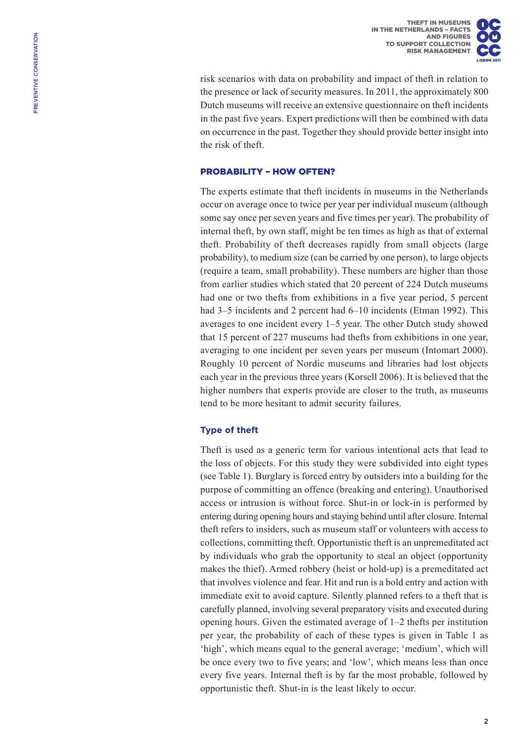risk scenarios with data on probability and impact of theft in relation to the presence or lack of security measures. In 2011, the approximately 800 Dutch museums will receive an extensive questionnaire on theft incidents in the past five years. Expert predictions will then be combined with data on occurrence in the past. Together they should provide better insight into the risk of theft.

## PROBABILITY – HOW OFTEN?

The experts estimate that theft incidents in museums in the Netherlands occur on average once to twice per year per individual museum (although some say once per seven years and five times per year). The probability of internal theft, by own staff, might be ten times as high as that of external theft. Probability of theft decreases rapidly from small objects (large probability), to medium size (can be carried by one person), to large objects (require a team, small probability). These numbers are higher than those from earlier studies which stated that 20 percent of 224 Dutch museums had one or two thefts from exhibitions in a five year period, 5 percent had 3–5 incidents and 2 percent had 6–10 incidents (Etman 1992). This averages to one incident every 1–5 year. The other Dutch study showed that 15 percent of 227 museums had thefts from exhibitions in one year, averaging to one incident per seven years per museum (Intomart 2000). Roughly 10 percent of Nordic museums and libraries had lost objects each year in the previous three years (Korsell 2006). It is believed that the higher numbers that experts provide are closer to the truth, as museums tend to be more hesitant to admit security failures.

### Type of theft

Theft is used as a generic term for various intentional acts that lead to the loss of objects. For this study they were subdivided into eight types (see Table 1). Burglary is forced entry by outsiders into a building for the purpose of committing an offence (breaking and entering). Unauthorised access or intrusion is without force. Shut-in or lock-in is performed by entering during opening hours and staying behind until after closure. Internal theft refers to insiders, such as museum staff or volunteers with access to collections, committing theft. Opportunistic theft is an unpremeditated act by individuals who grab the opportunity to steal an object (opportunity makes the thief). Armed robbery (heist or hold-up) is a premeditated act that involves violence and fear. Hit and run is a bold entry and action with immediate exit to avoid capture. Silently planned refers to a theft that is carefully planned, involving several preparatory visits and executed during opening hours. Given the estimated average of 1–2 thefts per institution per year, the probability of each of these types is given in Table 1 as 'high', which means equal to the general average; 'medium', which will be once every two to five years; and 'low', which means less than once every five years. Internal theft is by far the most probable, followed by opportunistic theft. Shut-in is the least likely to occur.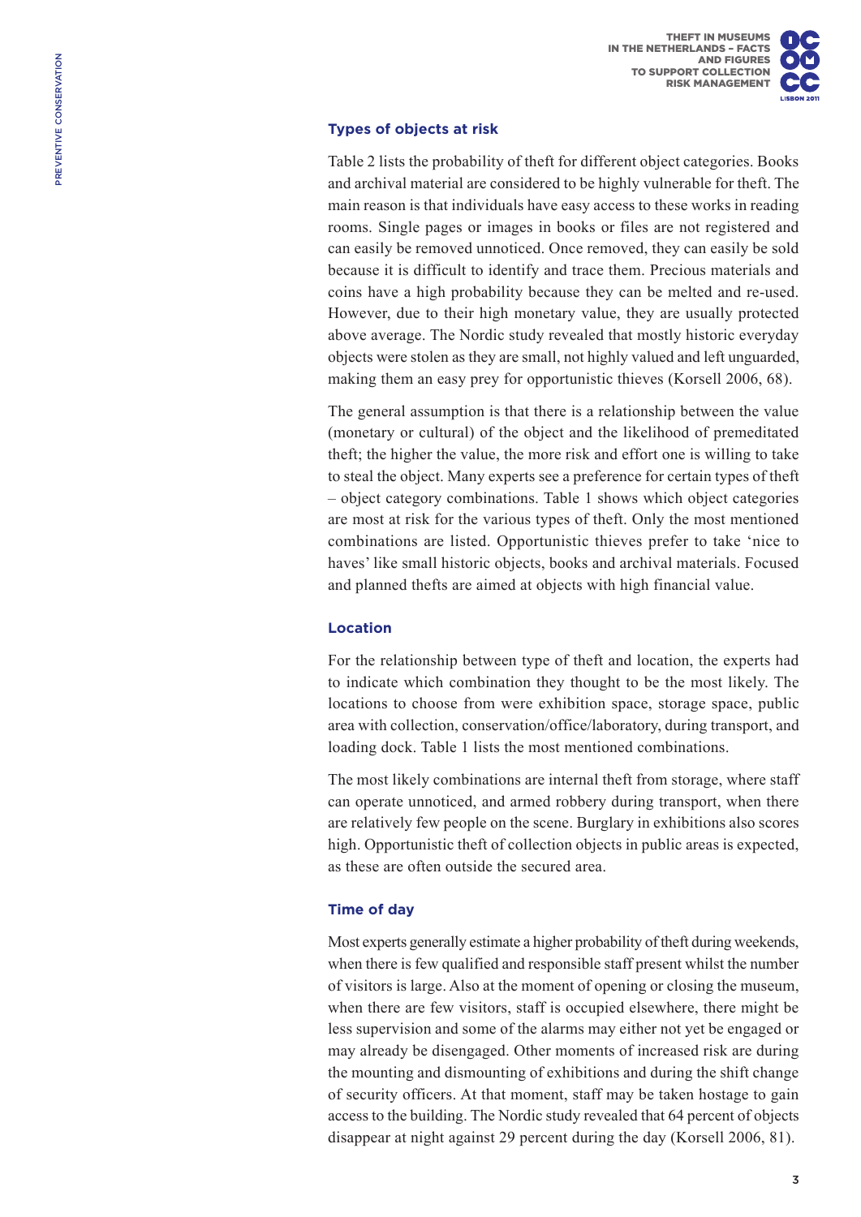### Types of objects at risk

Table 2 lists the probability of theft for different object categories. Books and archival material are considered to be highly vulnerable for theft. The main reason is that individuals have easy access to these works in reading rooms. Single pages or images in books or files are not registered and can easily be removed unnoticed. Once removed, they can easily be sold because it is difficult to identify and trace them. Precious materials and coins have a high probability because they can be melted and re-used. However, due to their high monetary value, they are usually protected above average. The Nordic study revealed that mostly historic everyday objects were stolen as they are small, not highly valued and left unguarded, making them an easy prey for opportunistic thieves (Korsell 2006, 68).

The general assumption is that there is a relationship between the value (monetary or cultural) of the object and the likelihood of premeditated theft; the higher the value, the more risk and effort one is willing to take to steal the object. Many experts see a preference for certain types of theft – object category combinations. Table 1 shows which object categories are most at risk for the various types of theft. Only the most mentioned combinations are listed. Opportunistic thieves prefer to take 'nice to haves' like small historic objects, books and archival materials. Focused and planned thefts are aimed at objects with high financial value.

### Location

For the relationship between type of theft and location, the experts had to indicate which combination they thought to be the most likely. The locations to choose from were exhibition space, storage space, public area with collection, conservation/office/laboratory, during transport, and loading dock. Table 1 lists the most mentioned combinations.

The most likely combinations are internal theft from storage, where staff can operate unnoticed, and armed robbery during transport, when there are relatively few people on the scene. Burglary in exhibitions also scores high. Opportunistic theft of collection objects in public areas is expected, as these are often outside the secured area.

### Time of day

Most experts generally estimate a higher probability of theft during weekends, when there is few qualified and responsible staff present whilst the number of visitors is large. Also at the moment of opening or closing the museum, when there are few visitors, staff is occupied elsewhere, there might be less supervision and some of the alarms may either not yet be engaged or may already be disengaged. Other moments of increased risk are during the mounting and dismounting of exhibitions and during the shift change of security officers. At that moment, staff may be taken hostage to gain access to the building. The Nordic study revealed that 64 percent of objects disappear at night against 29 percent during the day (Korsell 2006, 81).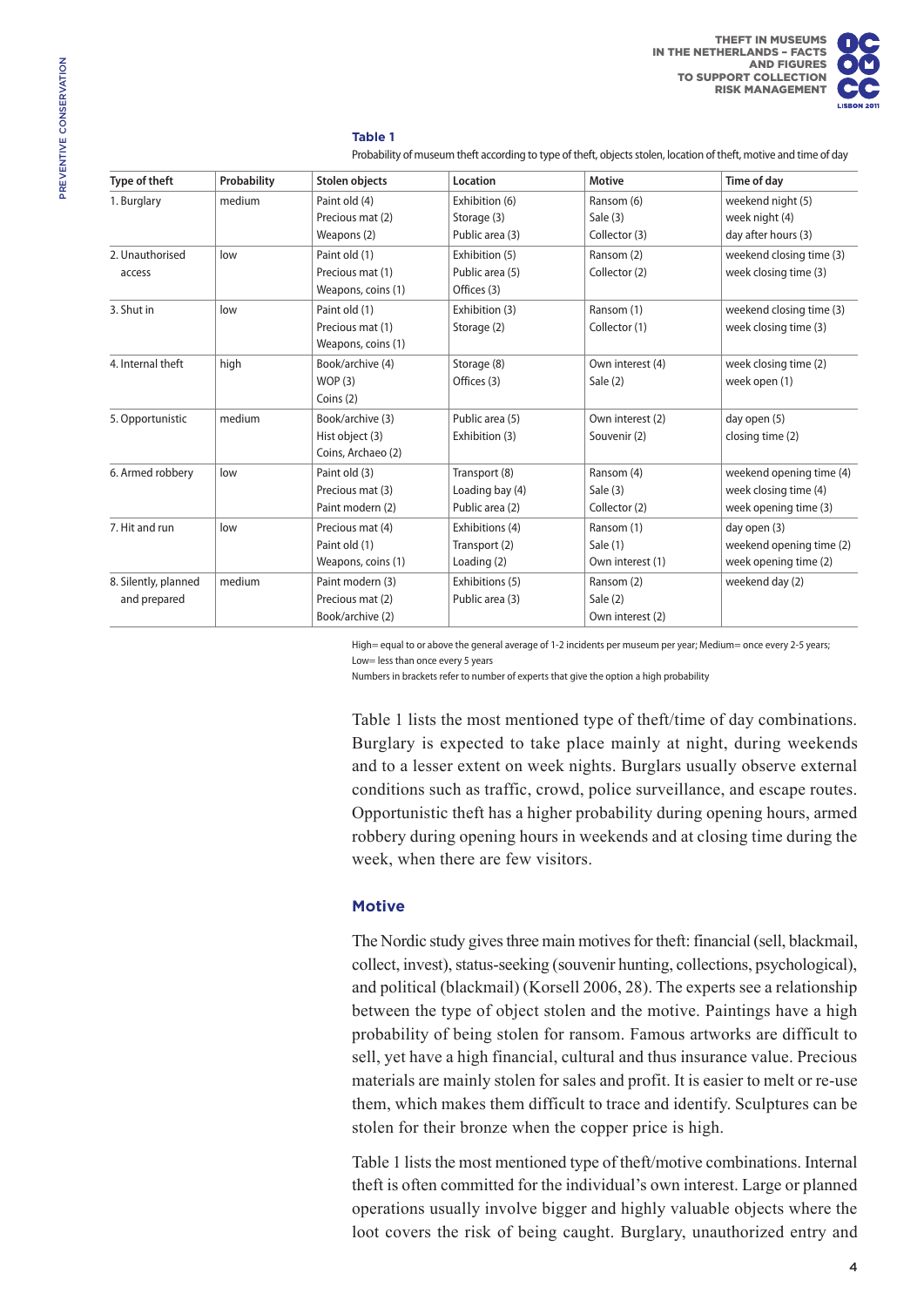**Table 1**

Probability of museum theft according to type of theft, objects stolen, location of theft, motive and time of day

| Type of theft | Probability | Stolen objects | Location | Motive | Time of day |
|---|---|---|---|---|---|
| 1. Burglary | medium | Paint old (4)<br>Precious mat (2)<br>Weapons (2) | Exhibition (6)<br>Storage (3)<br>Public area (3) | Ransom (6)<br>Sale (3)<br>Collector (3) | weekend night (5)<br>week night (4)<br>day after hours (3) |
| 2. Unauthorised access | low | Paint old (1)<br>Precious mat (1)<br>Weapons, coins (1) | Exhibition (5)<br>Public area (5)<br>Offices (3) | Ransom (2)<br>Collector (2) | weekend closing time (3)<br>week closing time (3) |
| 3. Shut in | low | Paint old (1)<br>Precious mat (1)<br>Weapons, coins (1) | Exhibition (3)<br>Storage (2) | Ransom (1)<br>Collector (1) | weekend closing time (3)<br>week closing time (3) |
| 4. Internal theft | high | Book/archive (4)<br>WOP (3)<br>Coins (2) | Storage (8)<br>Offices (3) | Own interest (4)<br>Sale (2) | week closing time (2)<br>week open (1) |
| 5. Opportunistic | medium | Book/archive (3)<br>Hist object (3)<br>Coins, Archaeo (2) | Public area (5)<br>Exhibition (3) | Own interest (2)<br>Souvenir (2) | day open (5)<br>closing time (2) |
| 6. Armed robbery | low | Paint old (3)<br>Precious mat (3)<br>Paint modern (2) | Transport (8)<br>Loading bay (4)<br>Public area (2) | Ransom (4)<br>Sale (3)<br>Collector (2) | weekend opening time (4)<br>week closing time (4)<br>week opening time (3) |
| 7. Hit and run | low | Precious mat (4)<br>Paint old (1)<br>Weapons, coins (1) | Exhibitions (4)<br>Transport (2)<br>Loading (2) | Ransom (1)<br>Sale (1)<br>Own interest (1) | day open (3)<br>weekend opening time (2)<br>week opening time (2) |
| 8. Silently, planned and prepared | medium | Paint modern (3)<br>Precious mat (2)<br>Book/archive (2) | Exhibitions (5)<br>Public area (3) | Ransom (2)<br>Sale (2)<br>Own interest (2) | weekend day (2) |

High= equal to or above the general average of 1-2 incidents per museum per year; Medium= once every 2-5 years; Low= less than once every 5 years
Numbers in brackets refer to number of experts that give the option a high probability

Table 1 lists the most mentioned type of theft/time of day combinations. Burglary is expected to take place mainly at night, during weekends and to a lesser extent on week nights. Burglars usually observe external conditions such as traffic, crowd, police surveillance, and escape routes. Opportunistic theft has a higher probability during opening hours, armed robbery during opening hours in weekends and at closing time during the week, when there are few visitors.

## Motive

The Nordic study gives three main motives for theft: financial (sell, blackmail, collect, invest), status-seeking (souvenir hunting, collections, psychological), and political (blackmail) (Korsell 2006, 28). The experts see a relationship between the type of object stolen and the motive. Paintings have a high probability of being stolen for ransom. Famous artworks are difficult to sell, yet have a high financial, cultural and thus insurance value. Precious materials are mainly stolen for sales and profit. It is easier to melt or re-use them, which makes them difficult to trace and identify. Sculptures can be stolen for their bronze when the copper price is high.

Table 1 lists the most mentioned type of theft/motive combinations. Internal theft is often committed for the individual's own interest. Large or planned operations usually involve bigger and highly valuable objects where the loot covers the risk of being caught. Burglary, unauthorized entry and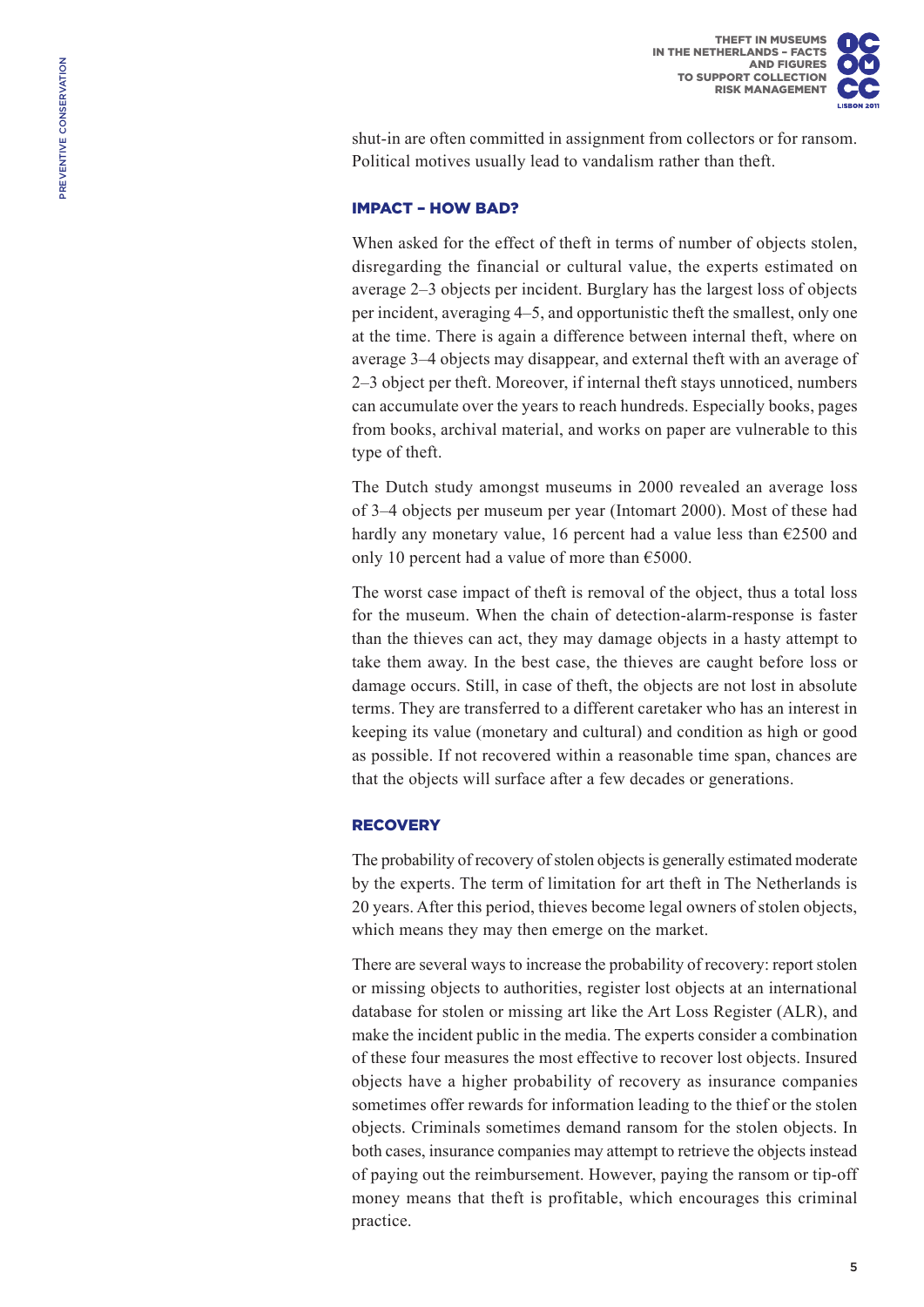shut-in are often committed in assignment from collectors or for ransom. Political motives usually lead to vandalism rather than theft.

### IMPACT – HOW BAD?

When asked for the effect of theft in terms of number of objects stolen, disregarding the financial or cultural value, the experts estimated on average 2–3 objects per incident. Burglary has the largest loss of objects per incident, averaging 4–5, and opportunistic theft the smallest, only one at the time. There is again a difference between internal theft, where on average 3–4 objects may disappear, and external theft with an average of 2–3 object per theft. Moreover, if internal theft stays unnoticed, numbers can accumulate over the years to reach hundreds. Especially books, pages from books, archival material, and works on paper are vulnerable to this type of theft.

The Dutch study amongst museums in 2000 revealed an average loss of 3–4 objects per museum per year (Intomart 2000). Most of these had hardly any monetary value, 16 percent had a value less than €2500 and only 10 percent had a value of more than €5000.

The worst case impact of theft is removal of the object, thus a total loss for the museum. When the chain of detection-alarm-response is faster than the thieves can act, they may damage objects in a hasty attempt to take them away. In the best case, the thieves are caught before loss or damage occurs. Still, in case of theft, the objects are not lost in absolute terms. They are transferred to a different caretaker who has an interest in keeping its value (monetary and cultural) and condition as high or good as possible. If not recovered within a reasonable time span, chances are that the objects will surface after a few decades or generations.

### RECOVERY

The probability of recovery of stolen objects is generally estimated moderate by the experts. The term of limitation for art theft in The Netherlands is 20 years. After this period, thieves become legal owners of stolen objects, which means they may then emerge on the market.

There are several ways to increase the probability of recovery: report stolen or missing objects to authorities, register lost objects at an international database for stolen or missing art like the Art Loss Register (ALR), and make the incident public in the media. The experts consider a combination of these four measures the most effective to recover lost objects. Insured objects have a higher probability of recovery as insurance companies sometimes offer rewards for information leading to the thief or the stolen objects. Criminals sometimes demand ransom for the stolen objects. In both cases, insurance companies may attempt to retrieve the objects instead of paying out the reimbursement. However, paying the ransom or tip-off money means that theft is profitable, which encourages this criminal practice.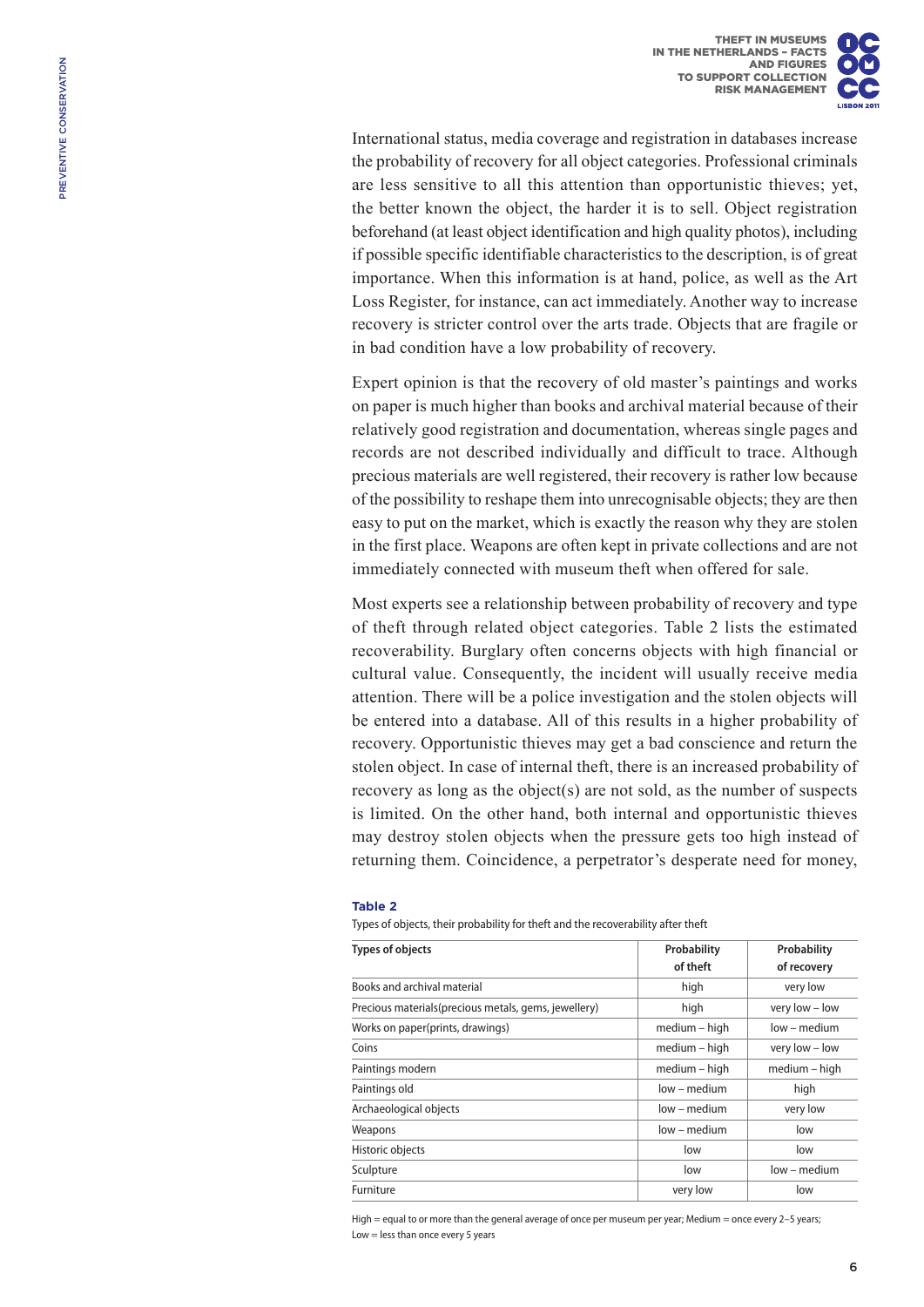International status, media coverage and registration in databases increase the probability of recovery for all object categories. Professional criminals are less sensitive to all this attention than opportunistic thieves; yet, the better known the object, the harder it is to sell. Object registration beforehand (at least object identification and high quality photos), including if possible specific identifiable characteristics to the description, is of great importance. When this information is at hand, police, as well as the Art Loss Register, for instance, can act immediately. Another way to increase recovery is stricter control over the arts trade. Objects that are fragile or in bad condition have a low probability of recovery.

Expert opinion is that the recovery of old master's paintings and works on paper is much higher than books and archival material because of their relatively good registration and documentation, whereas single pages and records are not described individually and difficult to trace. Although precious materials are well registered, their recovery is rather low because of the possibility to reshape them into unrecognisable objects; they are then easy to put on the market, which is exactly the reason why they are stolen in the first place. Weapons are often kept in private collections and are not immediately connected with museum theft when offered for sale.

Most experts see a relationship between probability of recovery and type of theft through related object categories. Table 2 lists the estimated recoverability. Burglary often concerns objects with high financial or cultural value. Consequently, the incident will usually receive media attention. There will be a police investigation and the stolen objects will be entered into a database. All of this results in a higher probability of recovery. Opportunistic thieves may get a bad conscience and return the stolen object. In case of internal theft, there is an increased probability of recovery as long as the object(s) are not sold, as the number of suspects is limited. On the other hand, both internal and opportunistic thieves may destroy stolen objects when the pressure gets too high instead of returning them. Coincidence, a perpetrator's desperate need for money,

**Table 2**

Types of objects, their probability for theft and the recoverability after theft

| Types of objects | Probability of theft | Probability of recovery |
|---|---|---|
| Books and archival material | high | very low |
| Precious materials(precious metals, gems, jewellery) | high | very low – low |
| Works on paper(prints, drawings) | medium – high | low – medium |
| Coins | medium – high | very low – low |
| Paintings modern | medium – high | medium – high |
| Paintings old | low – medium | high |
| Archaeological objects | low – medium | very low |
| Weapons | low – medium | low |
| Historic objects | low | low |
| Sculpture | low | low – medium |
| Furniture | very low | low |

High = equal to or more than the general average of once per museum per year; Medium = once every 2–5 years; Low = less than once every 5 years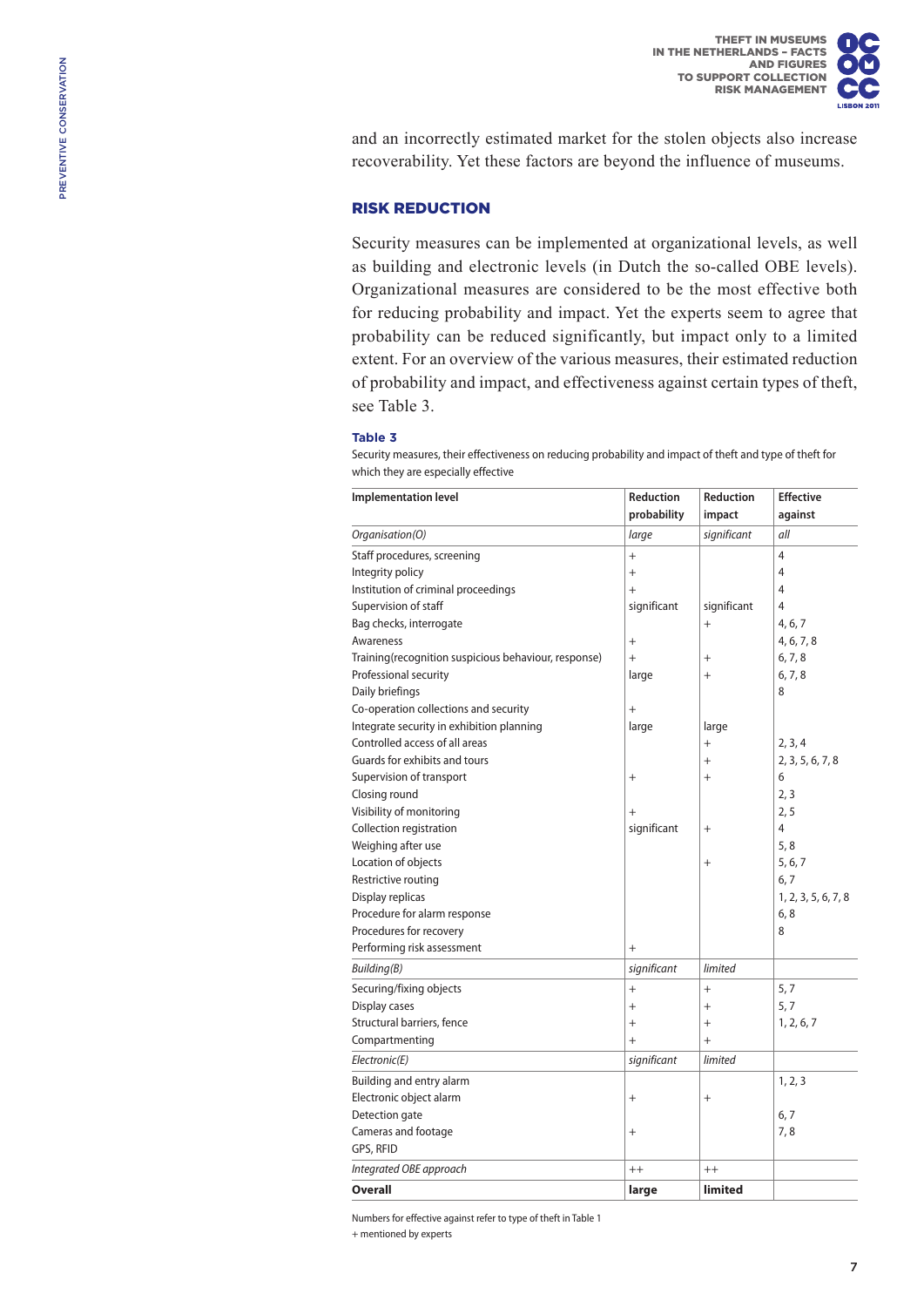and an incorrectly estimated market for the stolen objects also increase recoverability. Yet these factors are beyond the influence of museums.

## RISK REDUCTION

Security measures can be implemented at organizational levels, as well as building and electronic levels (in Dutch the so-called OBE levels). Organizational measures are considered to be the most effective both for reducing probability and impact. Yet the experts seem to agree that probability can be reduced significantly, but impact only to a limited extent. For an overview of the various measures, their estimated reduction of probability and impact, and effectiveness against certain types of theft, see Table 3.

**Table 3**

Security measures, their effectiveness on reducing probability and impact of theft and type of theft for which they are especially effective

| Implementation level | Reduction probability | Reduction impact | Effective against |
|---|---|---|---|
| *Organisation(O)* | *large* | *significant* | *all* |
| Staff procedures, screening | + | | 4 |
| Integrity policy | + | | 4 |
| Institution of criminal proceedings | + | | 4 |
| Supervision of staff | significant | significant | 4 |
| Bag checks, interrogate | | + | 4, 6, 7 |
| Awareness | + | | 4, 6, 7, 8 |
| Training(recognition suspicious behaviour, response) | + | + | 6, 7, 8 |
| Professional security | large | + | 6, 7, 8 |
| Daily briefings | | | 8 |
| Co-operation collections and security | + | | |
| Integrate security in exhibition planning | large | large | |
| Controlled access of all areas | | + | 2, 3, 4 |
| Guards for exhibits and tours | | + | 2, 3, 5, 6, 7, 8 |
| Supervision of transport | + | + | 6 |
| Closing round | | | 2, 3 |
| Visibility of monitoring | + | | 2, 5 |
| Collection registration | significant | + | 4 |
| Weighing after use | | | 5, 8 |
| Location of objects | | + | 5, 6, 7 |
| Restrictive routing | | | 6, 7 |
| Display replicas | | | 1, 2, 3, 5, 6, 7, 8 |
| Procedure for alarm response | | | 6, 8 |
| Procedures for recovery | | | 8 |
| Performing risk assessment | + | | |
| *Building(B)* | *significant* | *limited* | |
| Securing/fixing objects | + | + | 5, 7 |
| Display cases | + | + | 5, 7 |
| Structural barriers, fence | + | + | 1, 2, 6, 7 |
| Compartmenting | + | + | |
| *Electronic(E)* | *significant* | *limited* | |
| Building and entry alarm | | | 1, 2, 3 |
| Electronic object alarm | + | + | |
| Detection gate | | | 6, 7 |
| Cameras and footage | + | | 7, 8 |
| GPS, RFID | | | |
| *Integrated OBE approach* | ++ | ++ | |
| **Overall** | **large** | **limited** | |

Numbers for effective against refer to type of theft in Table 1

\+ mentioned by experts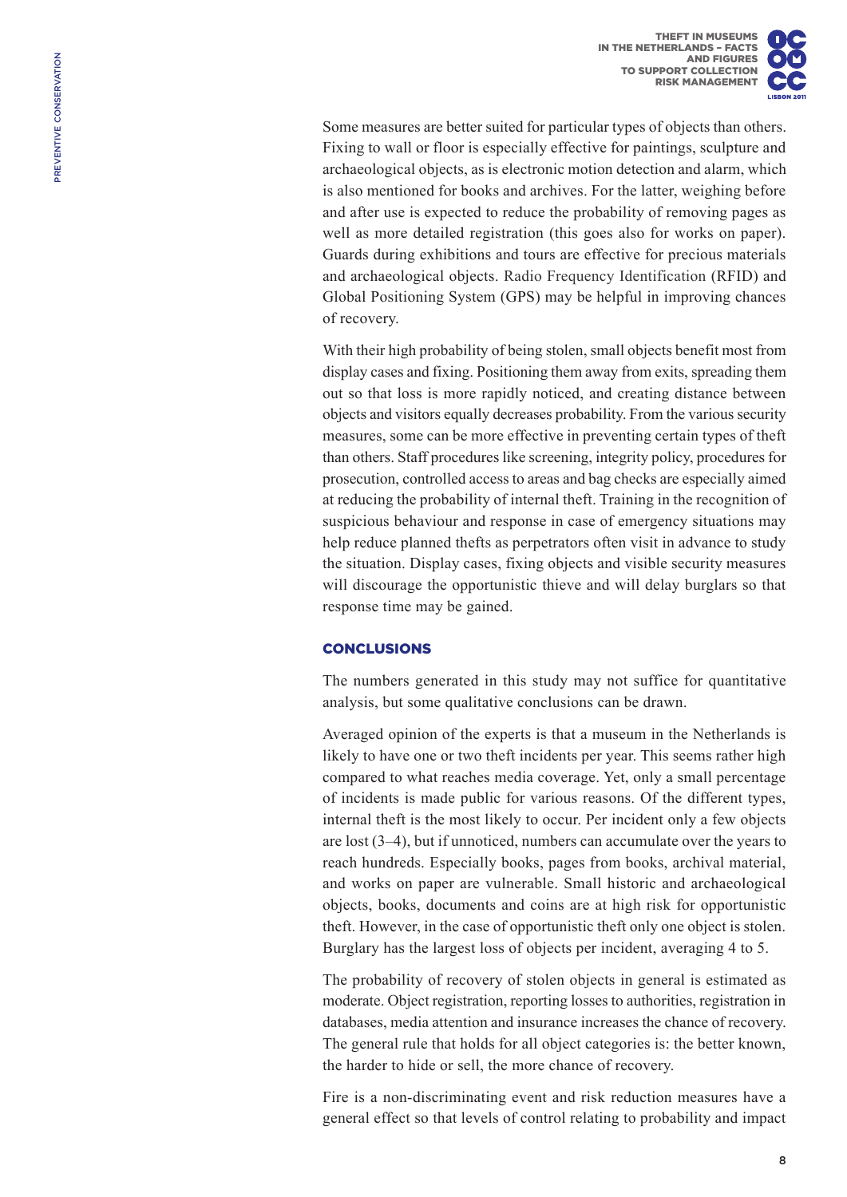Some measures are better suited for particular types of objects than others. Fixing to wall or floor is especially effective for paintings, sculpture and archaeological objects, as is electronic motion detection and alarm, which is also mentioned for books and archives. For the latter, weighing before and after use is expected to reduce the probability of removing pages as well as more detailed registration (this goes also for works on paper). Guards during exhibitions and tours are effective for precious materials and archaeological objects. Radio Frequency Identification (RFID) and Global Positioning System (GPS) may be helpful in improving chances of recovery.

With their high probability of being stolen, small objects benefit most from display cases and fixing. Positioning them away from exits, spreading them out so that loss is more rapidly noticed, and creating distance between objects and visitors equally decreases probability. From the various security measures, some can be more effective in preventing certain types of theft than others. Staff procedures like screening, integrity policy, procedures for prosecution, controlled access to areas and bag checks are especially aimed at reducing the probability of internal theft. Training in the recognition of suspicious behaviour and response in case of emergency situations may help reduce planned thefts as perpetrators often visit in advance to study the situation. Display cases, fixing objects and visible security measures will discourage the opportunistic thieve and will delay burglars so that response time may be gained.

## CONCLUSIONS

The numbers generated in this study may not suffice for quantitative analysis, but some qualitative conclusions can be drawn.

Averaged opinion of the experts is that a museum in the Netherlands is likely to have one or two theft incidents per year. This seems rather high compared to what reaches media coverage. Yet, only a small percentage of incidents is made public for various reasons. Of the different types, internal theft is the most likely to occur. Per incident only a few objects are lost (3–4), but if unnoticed, numbers can accumulate over the years to reach hundreds. Especially books, pages from books, archival material, and works on paper are vulnerable. Small historic and archaeological objects, books, documents and coins are at high risk for opportunistic theft. However, in the case of opportunistic theft only one object is stolen. Burglary has the largest loss of objects per incident, averaging 4 to 5.

The probability of recovery of stolen objects in general is estimated as moderate. Object registration, reporting losses to authorities, registration in databases, media attention and insurance increases the chance of recovery. The general rule that holds for all object categories is: the better known, the harder to hide or sell, the more chance of recovery.

Fire is a non-discriminating event and risk reduction measures have a general effect so that levels of control relating to probability and impact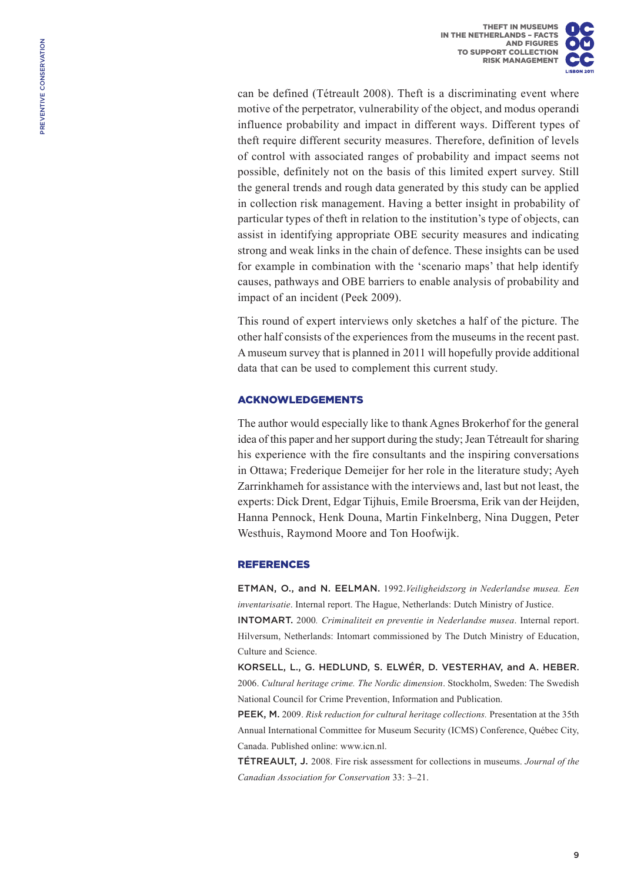can be defined (Tétreault 2008). Theft is a discriminating event where motive of the perpetrator, vulnerability of the object, and modus operandi influence probability and impact in different ways. Different types of theft require different security measures. Therefore, definition of levels of control with associated ranges of probability and impact seems not possible, definitely not on the basis of this limited expert survey. Still the general trends and rough data generated by this study can be applied in collection risk management. Having a better insight in probability of particular types of theft in relation to the institution's type of objects, can assist in identifying appropriate OBE security measures and indicating strong and weak links in the chain of defence. These insights can be used for example in combination with the 'scenario maps' that help identify causes, pathways and OBE barriers to enable analysis of probability and impact of an incident (Peek 2009).

This round of expert interviews only sketches a half of the picture. The other half consists of the experiences from the museums in the recent past. A museum survey that is planned in 2011 will hopefully provide additional data that can be used to complement this current study.

## ACKNOWLEDGEMENTS

The author would especially like to thank Agnes Brokerhof for the general idea of this paper and her support during the study; Jean Tétreault for sharing his experience with the fire consultants and the inspiring conversations in Ottawa; Frederique Demeijer for her role in the literature study; Ayeh Zarrinkhameh for assistance with the interviews and, last but not least, the experts: Dick Drent, Edgar Tijhuis, Emile Broersma, Erik van der Heijden, Hanna Pennock, Henk Douna, Martin Finkelnberg, Nina Duggen, Peter Westhuis, Raymond Moore and Ton Hoofwijk.

## REFERENCES

ETMAN, O., and N. EELMAN. 1992. *Veiligheidszorg in Nederlandse musea. Een inventarisatie*. Internal report. The Hague, Netherlands: Dutch Ministry of Justice.

INTOMART. 2000. *Criminaliteit en preventie in Nederlandse musea*. Internal report. Hilversum, Netherlands: Intomart commissioned by The Dutch Ministry of Education, Culture and Science.

KORSELL, L., G. HEDLUND, S. ELWÉR, D. VESTERHAV, and A. HEBER. 2006. *Cultural heritage crime. The Nordic dimension*. Stockholm, Sweden: The Swedish National Council for Crime Prevention, Information and Publication.

PEEK, M. 2009. *Risk reduction for cultural heritage collections.* Presentation at the 35th Annual International Committee for Museum Security (ICMS) Conference, Québec City, Canada. Published online: www.icn.nl.

TÉTREAULT, J. 2008. Fire risk assessment for collections in museums. *Journal of the Canadian Association for Conservation* 33: 3–21.